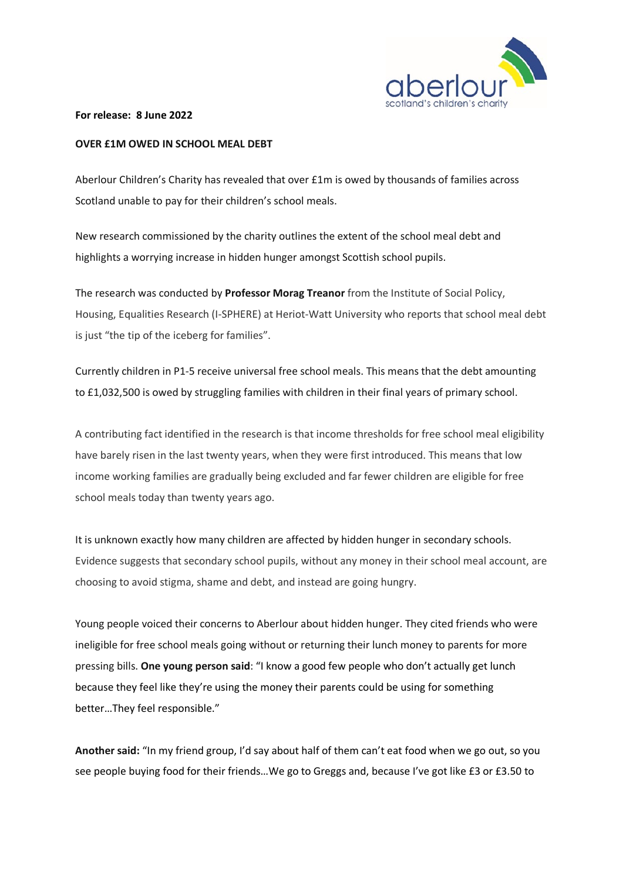**For release: 8 June 2022**

**OVER £1M OWED IN SCHOOL MEAL DEBT**

Aberlour Children's Charity has revealed that over £1m is owed by thousands of families across Scotland unable to pay for their children's school meals.

New research commissioned by the charity outlines the extent of the school meal debt and highlights a worrying increase in hidden hunger amongst Scottish school pupils.

The research was conducted by **Professor Morag Treanor** from the Institute of Social Policy, Housing, Equalities Research (I-SPHERE) at Heriot-Watt University who reports that school meal debt is just "the tip of the iceberg for families".

Currently children in P1-5 receive universal free school meals. This means that the debt amounting to £1,032,500 is owed by struggling families with children in their final years of primary school.

A contributing fact identified in the research is that income thresholds for free school meal eligibility have barely risen in the last twenty years, when they were first introduced. This means that low income working families are gradually being excluded and far fewer children are eligible for free school meals today than twenty years ago.

It is unknown exactly how many children are affected by hidden hunger in secondary schools. Evidence suggests that secondary school pupils, without any money in their school meal account, are choosing to avoid stigma, shame and debt, and instead are going hungry.

Young people voiced their concerns to Aberlour about hidden hunger. They cited friends who were ineligible for free school meals going without or returning their lunch money to parents for more pressing bills. **One young person said**: "I know a good few people who don't actually get lunch because they feel like they're using the money their parents could be using for something better…They feel responsible."

**Another said:** "In my friend group, I'd say about half of them can't eat food when we go out, so you see people buying food for their friends…We go to Greggs and, because I've got like £3 or £3.50 to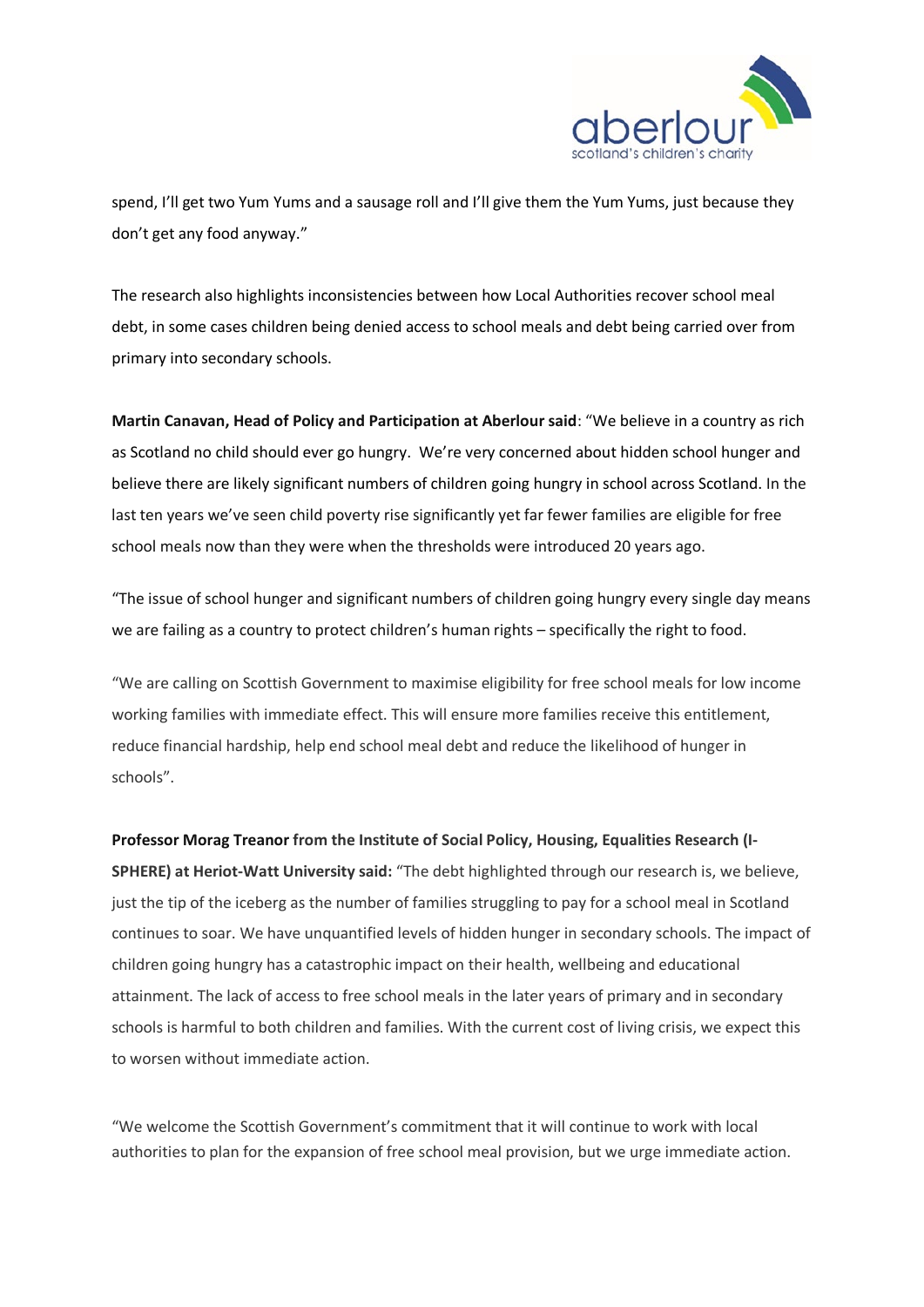spend, I'll get two Yum Yums and a sausage roll and I'll give them the Yum Yums, just because they don't get any food anyway."

The research also highlights inconsistencies between how Local Authorities recover school meal debt, in some cases children being denied access to school meals and debt being carried over from primary into secondary schools.

**Martin Canavan, Head of Policy and Participation at Aberlour said**: "We believe in a country as rich as Scotland no child should ever go hungry. We're very concerned about hidden school hunger and believe there are likely significant numbers of children going hungry in school across Scotland. In the last ten years we've seen child poverty rise significantly yet far fewer families are eligible for free school meals now than they were when the thresholds were introduced 20 years ago.

"The issue of school hunger and significant numbers of children going hungry every single day means we are failing as a country to protect children's human rights – specifically the right to food.

"We are calling on Scottish Government to maximise eligibility for free school meals for low income working families with immediate effect. This will ensure more families receive this entitlement, reduce financial hardship, help end school meal debt and reduce the likelihood of hunger in schools".

**Professor Morag Treanor from the Institute of Social Policy, Housing, Equalities Research (I-SPHERE) at Heriot-Watt University said:** "The debt highlighted through our research is, we believe, just the tip of the iceberg as the number of families struggling to pay for a school meal in Scotland continues to soar. We have unquantified levels of hidden hunger in secondary schools. The impact of children going hungry has a catastrophic impact on their health, wellbeing and educational attainment. The lack of access to free school meals in the later years of primary and in secondary schools is harmful to both children and families. With the current cost of living crisis, we expect this to worsen without immediate action.

"We welcome the Scottish Government's commitment that it will continue to work with local authorities to plan for the expansion of free school meal provision, but we urge immediate action.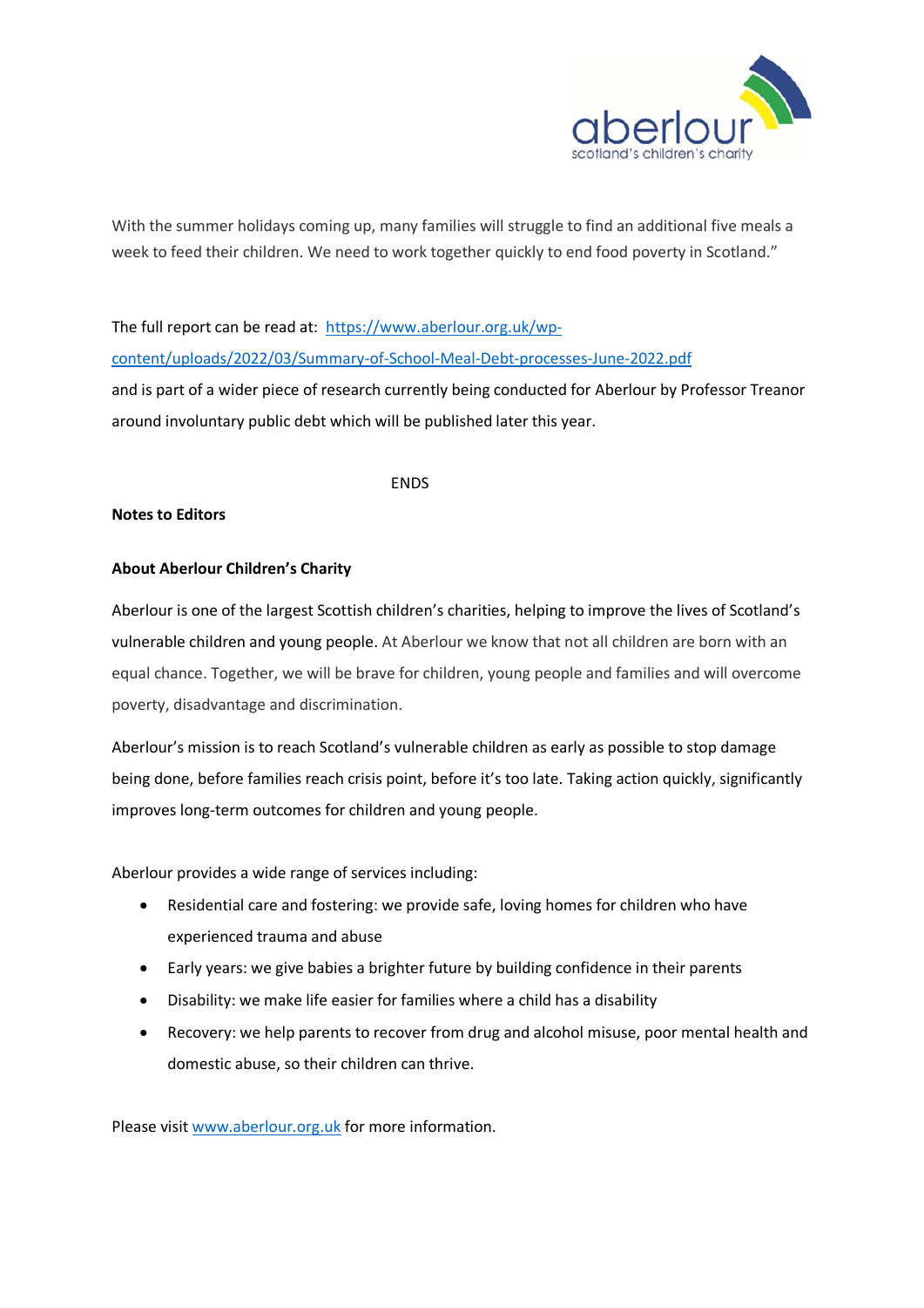With the summer holidays coming up, many families will struggle to find an additional five meals a week to feed their children. We need to work together quickly to end food poverty in Scotland."

The full report can be read at: [https://www.aberlour.org.uk/wp-content/uploads/2022/03/Summary-of-School-Meal-Debt-processes-June-2022.pdf](https://www.aberlour.org.uk/wp-content/uploads/2022/03/Summary-of-School-Meal-Debt-processes-June-2022.pdf) and is part of a wider piece of research currently being conducted for Aberlour by Professor Treanor around involuntary public debt which will be published later this year.

ENDS

**Notes to Editors**

**About Aberlour Children's Charity**

Aberlour is one of the largest Scottish children's charities, helping to improve the lives of Scotland's vulnerable children and young people. At Aberlour we know that not all children are born with an equal chance. Together, we will be brave for children, young people and families and will overcome poverty, disadvantage and discrimination.

Aberlour's mission is to reach Scotland's vulnerable children as early as possible to stop damage being done, before families reach crisis point, before it's too late. Taking action quickly, significantly improves long-term outcomes for children and young people.

Aberlour provides a wide range of services including:

- Residential care and fostering: we provide safe, loving homes for children who have experienced trauma and abuse
- Early years: we give babies a brighter future by building confidence in their parents
- Disability: we make life easier for families where a child has a disability
- Recovery: we help parents to recover from drug and alcohol misuse, poor mental health and domestic abuse, so their children can thrive.

Please visit [www.aberlour.org.uk](www.aberlour.org.uk) for more information.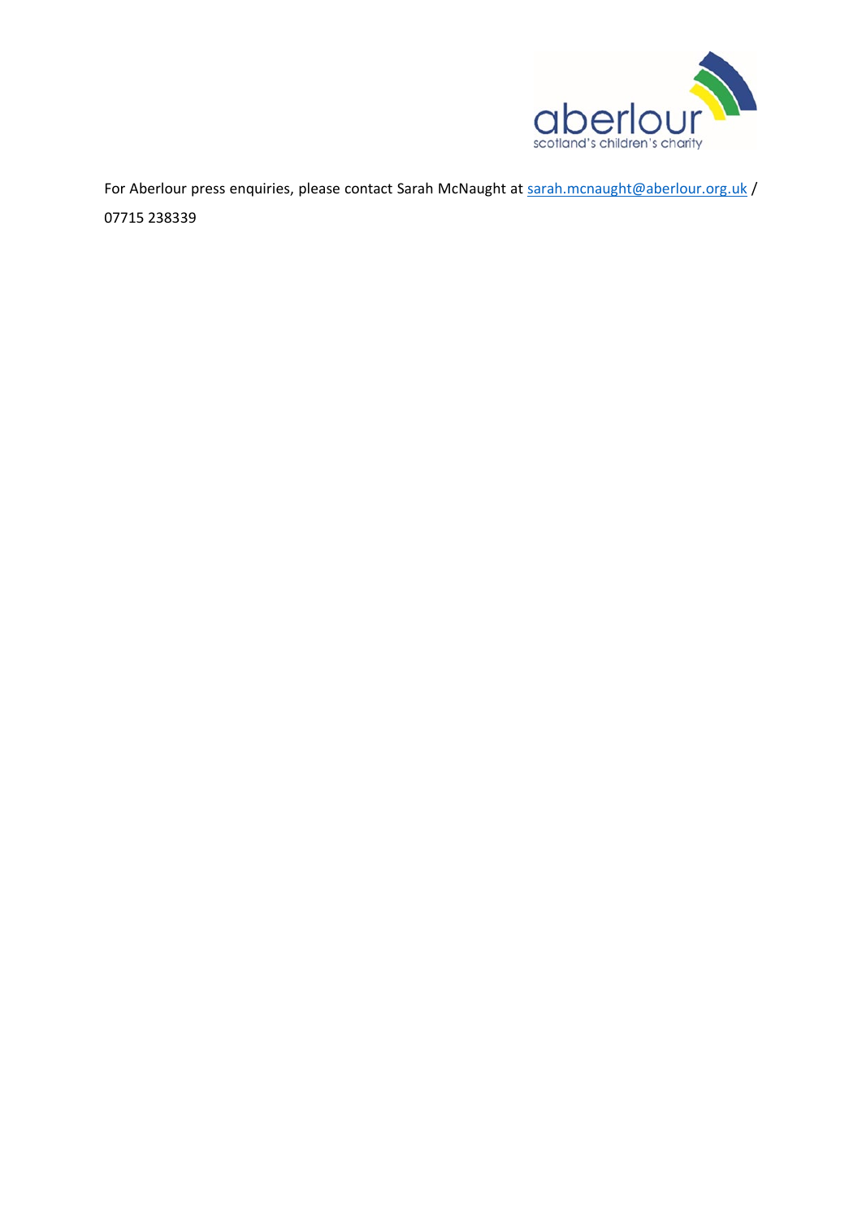For Aberlour press enquiries, please contact Sarah McNaught at sarah.mcnaught@aberlour.org.uk / 07715 238339